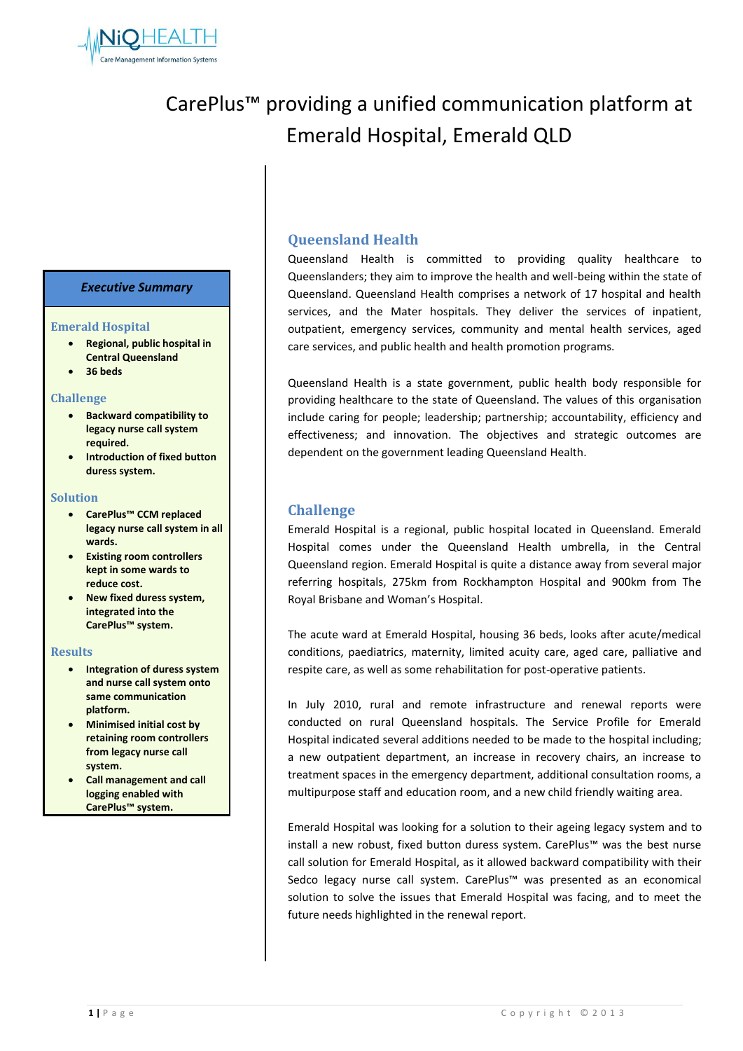# CarePlus™ providing a unified communication platform at Emerald Hospital, Emerald QLD

***Executive Summary***

### Emerald Hospital

- **Regional, public hospital in Central Queensland**
- **36 beds**

### Challenge

- **Backward compatibility to legacy nurse call system required.**
- **Introduction of fixed button duress system.**

### Solution

- **CarePlus™ CCM replaced legacy nurse call system in all wards.**
- **Existing room controllers kept in some wards to reduce cost.**
- **New fixed duress system, integrated into the CarePlus™ system.**

### Results

- **Integration of duress system and nurse call system onto same communication platform.**
- **Minimised initial cost by retaining room controllers from legacy nurse call system.**
- **Call management and call logging enabled with CarePlus™ system.**

## Queensland Health

Queensland Health is committed to providing quality healthcare to Queenslanders; they aim to improve the health and well-being within the state of Queensland. Queensland Health comprises a network of 17 hospital and health services, and the Mater hospitals. They deliver the services of inpatient, outpatient, emergency services, community and mental health services, aged care services, and public health and health promotion programs.

Queensland Health is a state government, public health body responsible for providing healthcare to the state of Queensland. The values of this organisation include caring for people; leadership; partnership; accountability, efficiency and effectiveness; and innovation. The objectives and strategic outcomes are dependent on the government leading Queensland Health.

## Challenge

Emerald Hospital is a regional, public hospital located in Queensland. Emerald Hospital comes under the Queensland Health umbrella, in the Central Queensland region. Emerald Hospital is quite a distance away from several major referring hospitals, 275km from Rockhampton Hospital and 900km from The Royal Brisbane and Woman's Hospital.

The acute ward at Emerald Hospital, housing 36 beds, looks after acute/medical conditions, paediatrics, maternity, limited acuity care, aged care, palliative and respite care, as well as some rehabilitation for post-operative patients.

In July 2010, rural and remote infrastructure and renewal reports were conducted on rural Queensland hospitals. The Service Profile for Emerald Hospital indicated several additions needed to be made to the hospital including; a new outpatient department, an increase in recovery chairs, an increase to treatment spaces in the emergency department, additional consultation rooms, a multipurpose staff and education room, and a new child friendly waiting area.

Emerald Hospital was looking for a solution to their ageing legacy system and to install a new robust, fixed button duress system. CarePlus™ was the best nurse call solution for Emerald Hospital, as it allowed backward compatibility with their Sedco legacy nurse call system. CarePlus™ was presented as an economical solution to solve the issues that Emerald Hospital was facing, and to meet the future needs highlighted in the renewal report.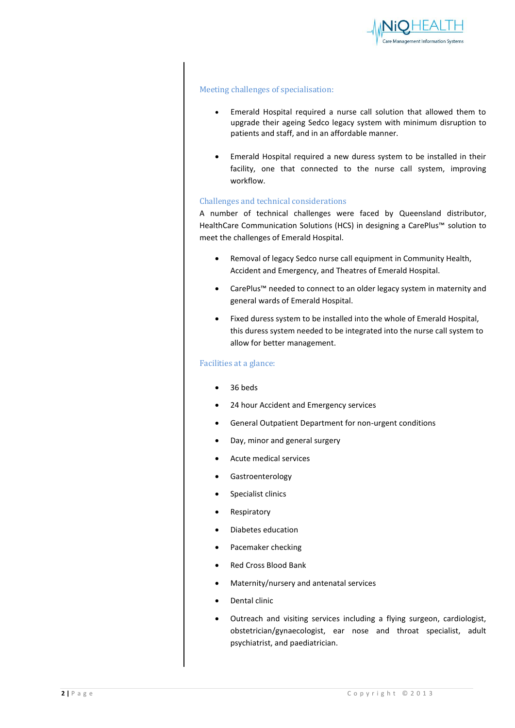## Meeting challenges of specialisation:

- Emerald Hospital required a nurse call solution that allowed them to upgrade their ageing Sedco legacy system with minimum disruption to patients and staff, and in an affordable manner.
- Emerald Hospital required a new duress system to be installed in their facility, one that connected to the nurse call system, improving workflow.

## Challenges and technical considerations

A number of technical challenges were faced by Queensland distributor, HealthCare Communication Solutions (HCS) in designing a CarePlus™ solution to meet the challenges of Emerald Hospital.

- Removal of legacy Sedco nurse call equipment in Community Health, Accident and Emergency, and Theatres of Emerald Hospital.
- CarePlus™ needed to connect to an older legacy system in maternity and general wards of Emerald Hospital.
- Fixed duress system to be installed into the whole of Emerald Hospital, this duress system needed to be integrated into the nurse call system to allow for better management.

## Facilities at a glance:

- 36 beds
- 24 hour Accident and Emergency services
- General Outpatient Department for non-urgent conditions
- Day, minor and general surgery
- Acute medical services
- Gastroenterology
- Specialist clinics
- Respiratory
- Diabetes education
- Pacemaker checking
- Red Cross Blood Bank
- Maternity/nursery and antenatal services
- Dental clinic
- Outreach and visiting services including a flying surgeon, cardiologist, obstetrician/gynaecologist, ear nose and throat specialist, adult psychiatrist, and paediatrician.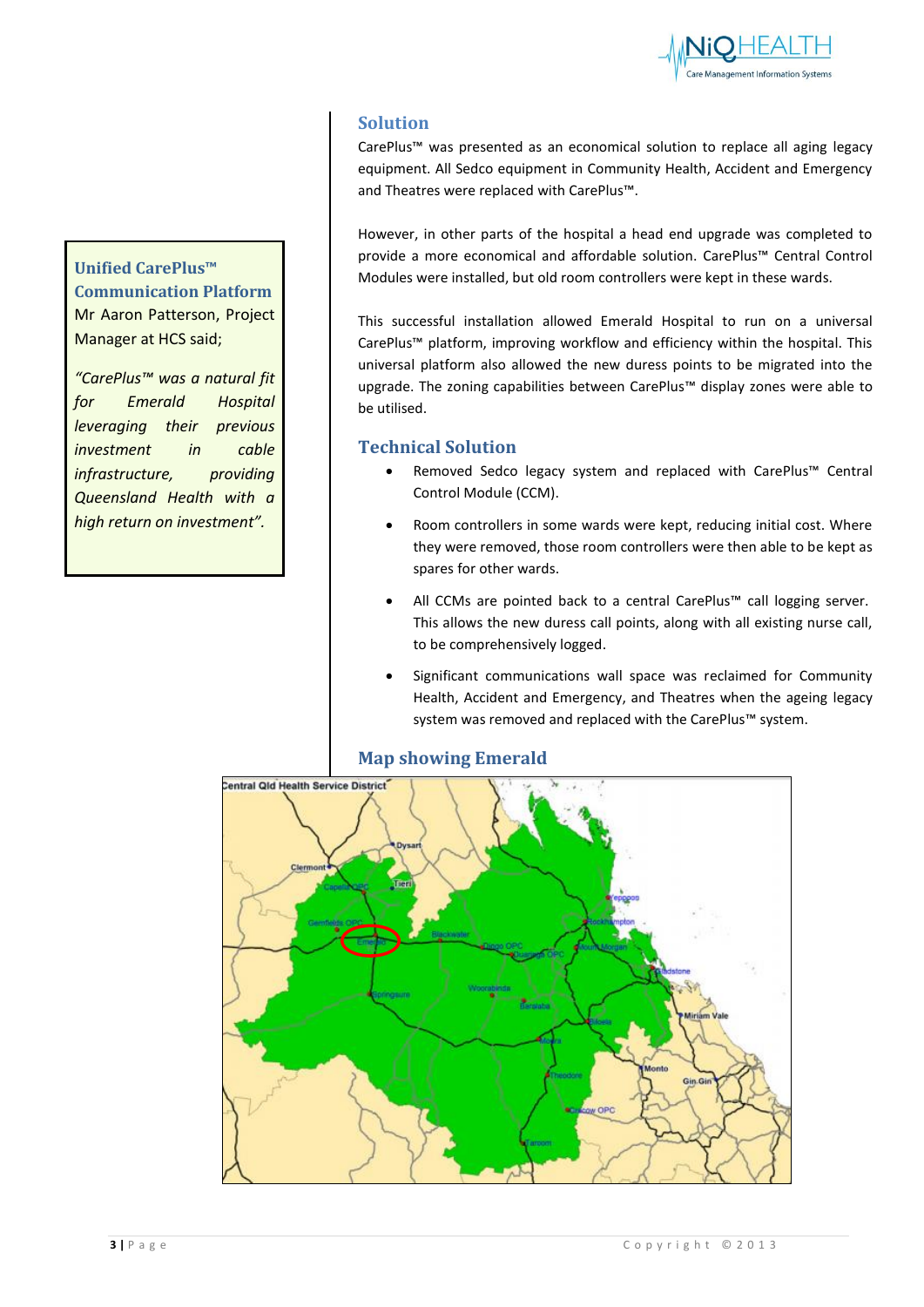## Solution

CarePlus™ was presented as an economical solution to replace all aging legacy equipment. All Sedco equipment in Community Health, Accident and Emergency and Theatres were replaced with CarePlus™.

However, in other parts of the hospital a head end upgrade was completed to provide a more economical and affordable solution. CarePlus™ Central Control Modules were installed, but old room controllers were kept in these wards.

This successful installation allowed Emerald Hospital to run on a universal CarePlus™ platform, improving workflow and efficiency within the hospital. This universal platform also allowed the new duress points to be migrated into the upgrade. The zoning capabilities between CarePlus™ display zones were able to be utilised.

> **Unified CarePlus™ Communication Platform**
>
> Mr Aaron Patterson, Project Manager at HCS said;
>
> *"CarePlus™ was a natural fit for Emerald Hospital leveraging their previous investment in cable infrastructure, providing Queensland Health with a high return on investment".*

## Technical Solution

- Removed Sedco legacy system and replaced with CarePlus™ Central Control Module (CCM).
- Room controllers in some wards were kept, reducing initial cost. Where they were removed, those room controllers were then able to be kept as spares for other wards.
- All CCMs are pointed back to a central CarePlus™ call logging server. This allows the new duress call points, along with all existing nurse call, to be comprehensively logged.
- Significant communications wall space was reclaimed for Community Health, Accident and Emergency, and Theatres when the ageing legacy system was removed and replaced with the CarePlus™ system.

## Map showing Emerald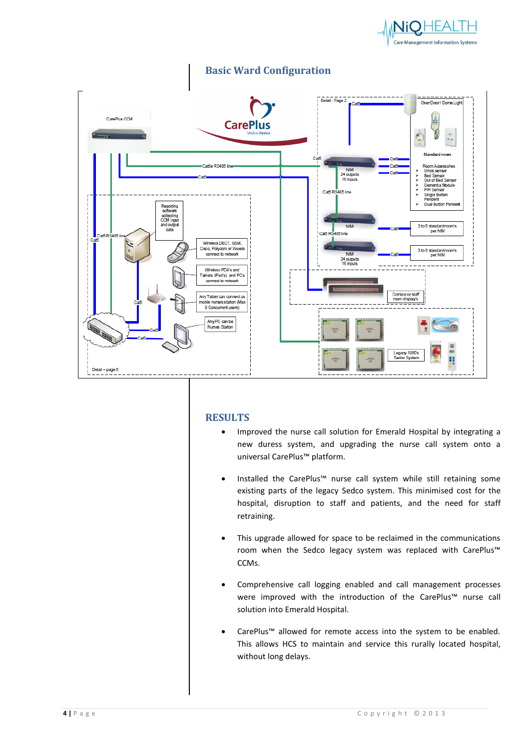## Basic Ward Configuration

CarePlus CCM

CarePlus Medical Device

Cat5e RS485 line

Cat5

Detail - Page 2

Over Door / Dome Light

Standard room

Room Accessories
- Urinis sensor
- Bed Sensor
- Out of Bed Sensor
- Dementia Module
- PIR Sensor
- Single Button Pendent
- Dual Button Pendent

NIM
24 outputs
16 inputs

Cat5 RS485 line

3 to 6 standard room's per NIM

Reporting software collecting CCM input and output data

Wireless DECT, GSM, Cisco, Polycom or Vocera connect to network

Wireless PDA's and Tablets (iPad's) and PC's connect to network

Any Tablet can connect as mobile nurses station (Max 9 Concurrent users)

Any PC can be Nurses Station

Corridor or staff room display's

Legacy 1980's Sedco System

Detail – page 5

## RESULTS

- Improved the nurse call solution for Emerald Hospital by integrating a new duress system, and upgrading the nurse call system onto a universal CarePlus™ platform.
- Installed the CarePlus™ nurse call system while still retaining some existing parts of the legacy Sedco system. This minimised cost for the hospital, disruption to staff and patients, and the need for staff retraining.
- This upgrade allowed for space to be reclaimed in the communications room when the Sedco legacy system was replaced with CarePlus™ CCMs.
- Comprehensive call logging enabled and call management processes were improved with the introduction of the CarePlus™ nurse call solution into Emerald Hospital.
- CarePlus™ allowed for remote access into the system to be enabled. This allows HCS to maintain and service this rurally located hospital, without long delays.